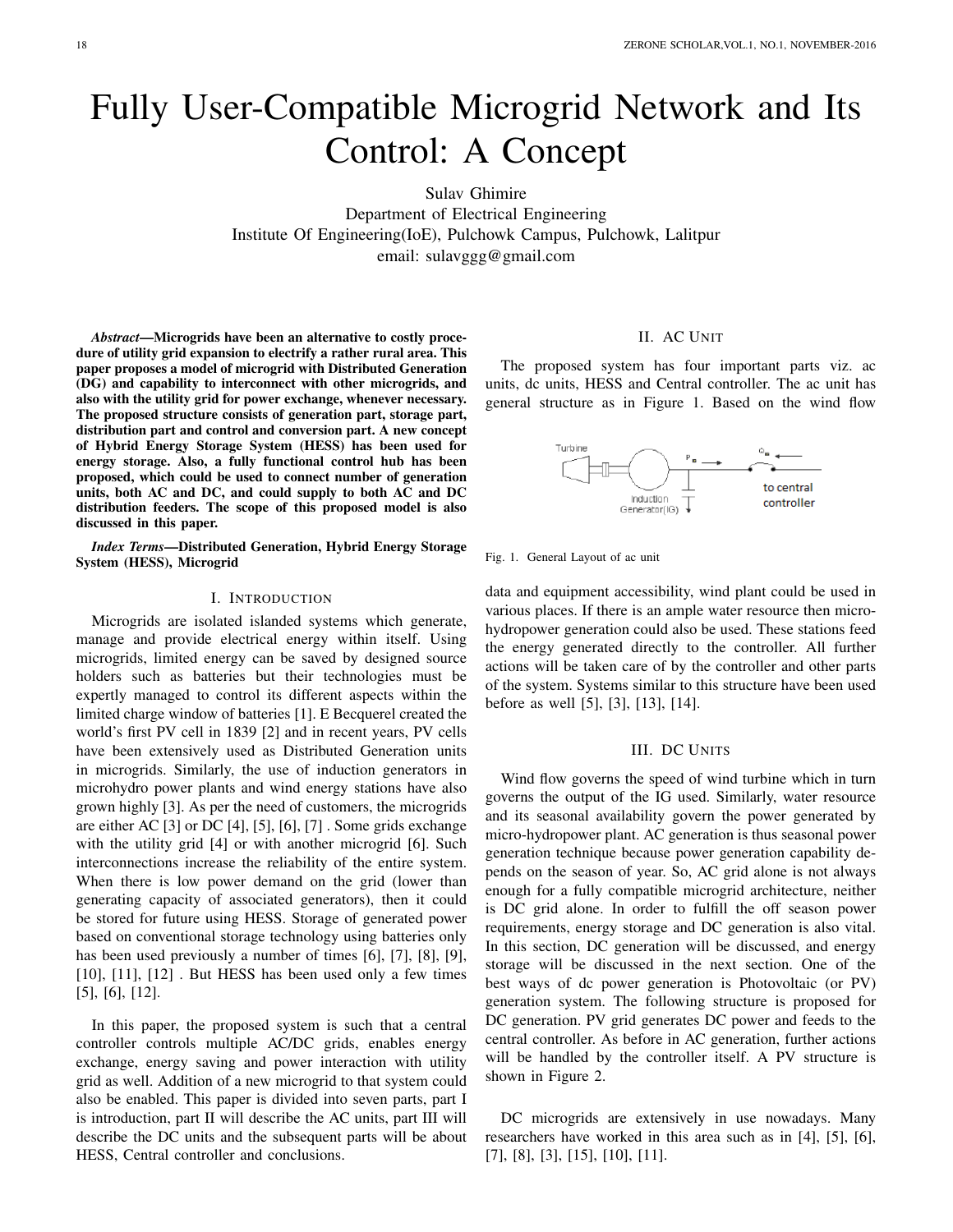# Fully User-Compatible Microgrid Network and Its Control: A Concept

Sulav Ghimire
Department of Electrical Engineering
Institute Of Engineering(IoE), Pulchowk Campus, Pulchowk, Lalitpur
email: sulavggg@gmail.com

***Abstract*—Microgrids have been an alternative to costly procedure of utility grid expansion to electrify a rather rural area. This paper proposes a model of microgrid with Distributed Generation (DG) and capability to interconnect with other microgrids, and also with the utility grid for power exchange, whenever necessary. The proposed structure consists of generation part, storage part, distribution part and control and conversion part. A new concept of Hybrid Energy Storage System (HESS) has been used for energy storage. Also, a fully functional control hub has been proposed, which could be used to connect number of generation units, both AC and DC, and could supply to both AC and DC distribution feeders. The scope of this proposed model is also discussed in this paper.**

***Index Terms*—Distributed Generation, Hybrid Energy Storage System (HESS), Microgrid**

## I. Introduction

Microgrids are isolated islanded systems which generate, manage and provide electrical energy within itself. Using microgrids, limited energy can be saved by designed source holders such as batteries but their technologies must be expertly managed to control its different aspects within the limited charge window of batteries [1]. E Becquerel created the world's first PV cell in 1839 [2] and in recent years, PV cells have been extensively used as Distributed Generation units in microgrids. Similarly, the use of induction generators in microhydro power plants and wind energy stations have also grown highly [3]. As per the need of customers, the microgrids are either AC [3] or DC [4], [5], [6], [7] . Some grids exchange with the utility grid [4] or with another microgrid [6]. Such interconnections increase the reliability of the entire system. When there is low power demand on the grid (lower than generating capacity of associated generators), then it could be stored for future using HESS. Storage of generated power based on conventional storage technology using batteries only has been used previously a number of times [6], [7], [8], [9], [10], [11], [12] . But HESS has been used only a few times [5], [6], [12].

In this paper, the proposed system is such that a central controller controls multiple AC/DC grids, enables energy exchange, energy saving and power interaction with utility grid as well. Addition of a new microgrid to that system could also be enabled. This paper is divided into seven parts, part I is introduction, part II will describe the AC units, part III will describe the DC units and the subsequent parts will be about HESS, Central controller and conclusions.

## II. AC Unit

The proposed system has four important parts viz. ac units, dc units, HESS and Central controller. The ac unit has general structure as in Figure 1. Based on the wind flow data and equipment accessibility, wind plant could be used in various places. If there is an ample water resource then micro-hydropower generation could also be used. These stations feed the energy generated directly to the controller. All further actions will be taken care of by the controller and other parts of the system. Systems similar to this structure have been used before as well [5], [3], [13], [14].

Fig. 1. General Layout of ac unit

## III. DC Units

Wind flow governs the speed of wind turbine which in turn governs the output of the IG used. Similarly, water resource and its seasonal availability govern the power generated by micro-hydropower plant. AC generation is thus seasonal power generation technique because power generation capability depends on the season of year. So, AC grid alone is not always enough for a fully compatible microgrid architecture, neither is DC grid alone. In order to fulfill the off season power requirements, energy storage and DC generation is also vital. In this section, DC generation will be discussed, and energy storage will be discussed in the next section. One of the best ways of dc power generation is Photovoltaic (or PV) generation system. The following structure is proposed for DC generation. PV grid generates DC power and feeds to the central controller. As before in AC generation, further actions will be handled by the controller itself. A PV structure is shown in Figure 2.

DC microgrids are extensively in use nowadays. Many researchers have worked in this area such as in [4], [5], [6], [7], [8], [3], [15], [10], [11].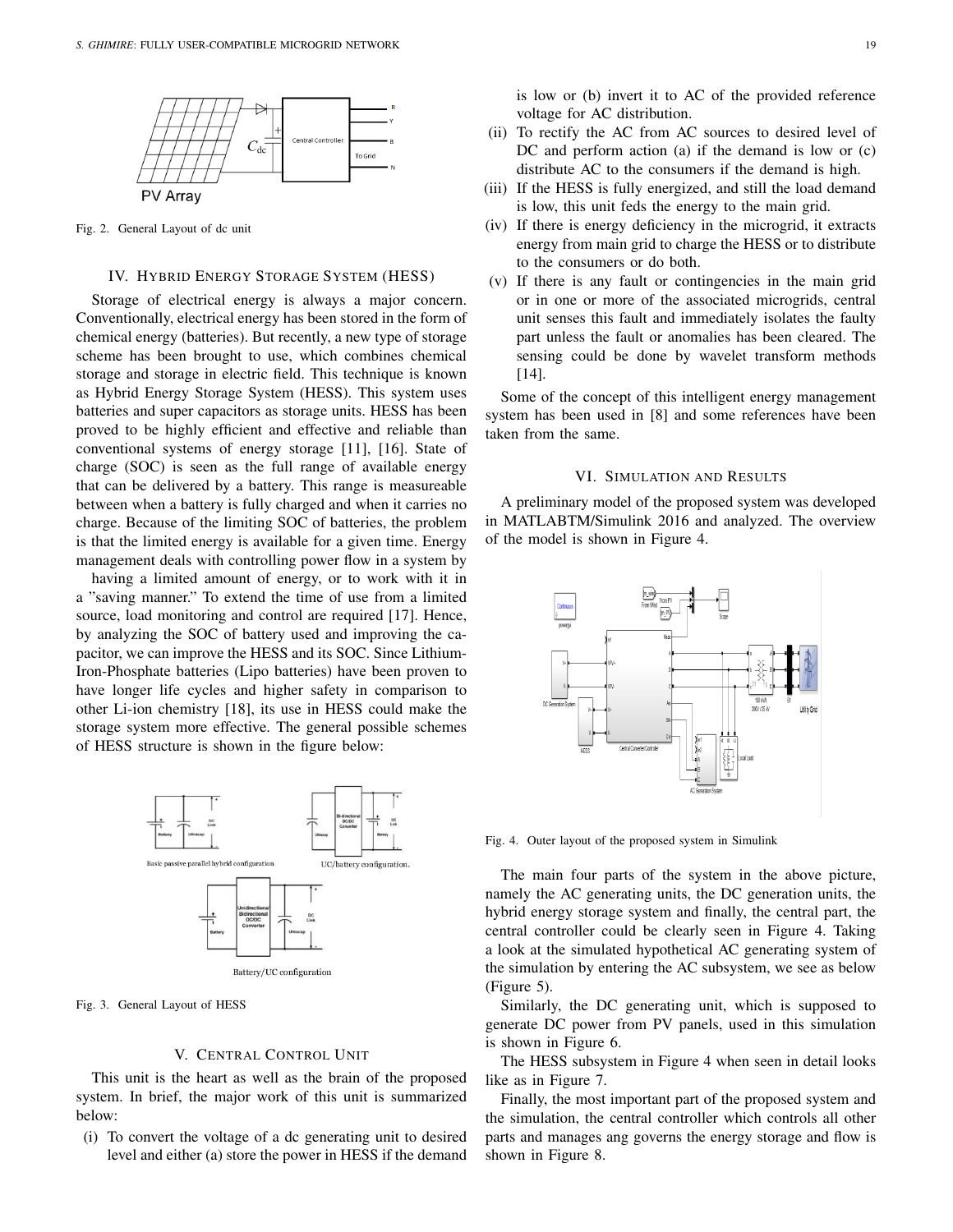Fig. 2. General Layout of dc unit

## IV. Hybrid Energy Storage System (HESS)

Storage of electrical energy is always a major concern. Conventionally, electrical energy has been stored in the form of chemical energy (batteries). But recently, a new type of storage scheme has been brought to use, which combines chemical storage and storage in electric field. This technique is known as Hybrid Energy Storage System (HESS). This system uses batteries and super capacitors as storage units. HESS has been proved to be highly efficient and effective and reliable than conventional systems of energy storage [11], [16]. State of charge (SOC) is seen as the full range of available energy that can be delivered by a battery. This range is measureable between when a battery is fully charged and when it carries no charge. Because of the limiting SOC of batteries, the problem is that the limited energy is available for a given time. Energy management deals with controlling power flow in a system by having a limited amount of energy, or to work with it in a "saving manner." To extend the time of use from a limited source, load monitoring and control are required [17]. Hence, by analyzing the SOC of battery used and improving the capacitor, we can improve the HESS and its SOC. Since Lithium-Iron-Phosphate batteries (Lipo batteries) have been proven to have longer life cycles and higher safety in comparison to other Li-ion chemistry [18], its use in HESS could make the storage system more effective. The general possible schemes of HESS structure is shown in the figure below:

Fig. 3. General Layout of HESS

## V. Central Control Unit

This unit is the heart as well as the brain of the proposed system. In brief, the major work of this unit is summarized below:

(i) To convert the voltage of a dc generating unit to desired level and either (a) store the power in HESS if the demand is low or (b) invert it to AC of the provided reference voltage for AC distribution.

(ii) To rectify the AC from AC sources to desired level of DC and perform action (a) if the demand is low or (c) distribute AC to the consumers if the demand is high.

(iii) If the HESS is fully energized, and still the load demand is low, this unit feds the energy to the main grid.

(iv) If there is energy deficiency in the microgrid, it extracts energy from main grid to charge the HESS or to distribute to the consumers or do both.

(v) If there is any fault or contingencies in the main grid or in one or more of the associated microgrids, central unit senses this fault and immediately isolates the faulty part unless the fault or anomalies has been cleared. The sensing could be done by wavelet transform methods [14].

Some of the concept of this intelligent energy management system has been used in [8] and some references have been taken from the same.

## VI. Simulation and Results

A preliminary model of the proposed system was developed in MATLABTM/Simulink 2016 and analyzed. The overview of the model is shown in Figure 4.

Fig. 4. Outer layout of the proposed system in Simulink

The main four parts of the system in the above picture, namely the AC generating units, the DC generation units, the hybrid energy storage system and finally, the central part, the central controller could be clearly seen in Figure 4. Taking a look at the simulated hypothetical AC generating system of the simulation by entering the AC subsystem, we see as below (Figure 5).

Similarly, the DC generating unit, which is supposed to generate DC power from PV panels, used in this simulation is shown in Figure 6.

The HESS subsystem in Figure 4 when seen in detail looks like as in Figure 7.

Finally, the most important part of the proposed system and the simulation, the central controller which controls all other parts and manages ang governs the energy storage and flow is shown in Figure 8.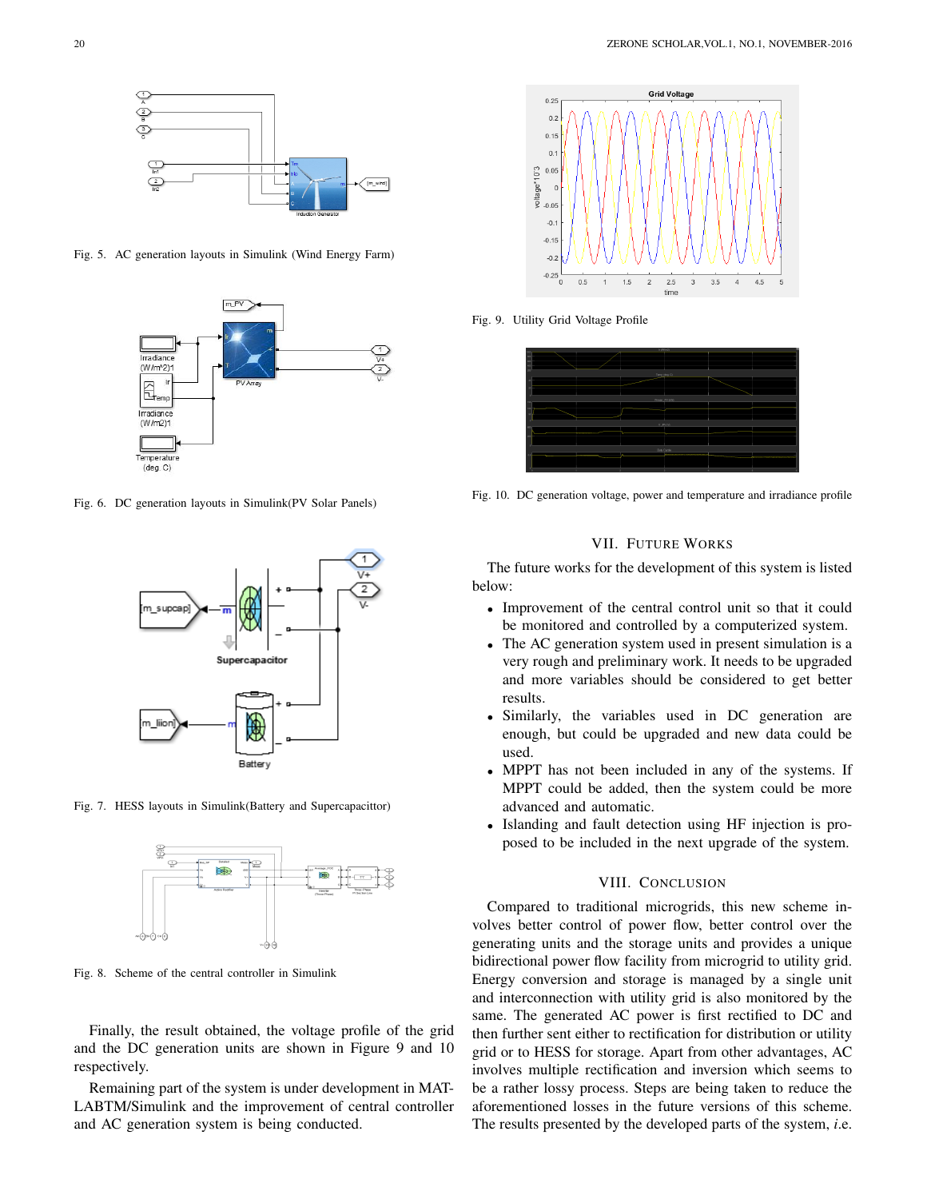Fig. 5. AC generation layouts in Simulink (Wind Energy Farm)

Fig. 6. DC generation layouts in Simulink(PV Solar Panels)

Fig. 7. HESS layouts in Simulink(Battery and Supercapacittor)

Fig. 8. Scheme of the central controller in Simulink

Finally, the result obtained, the voltage profile of the grid and the DC generation units are shown in Figure 9 and 10 respectively.

Remaining part of the system is under development in MATLABTM/Simulink and the improvement of central controller and AC generation system is being conducted.

Fig. 9. Utility Grid Voltage Profile

Fig. 10. DC generation voltage, power and temperature and irradiance profile

## VII. Future Works

The future works for the development of this system is listed below:

- Improvement of the central control unit so that it could be monitored and controlled by a computerized system.
- The AC generation system used in present simulation is a very rough and preliminary work. It needs to be upgraded and more variables should be considered to get better results.
- Similarly, the variables used in DC generation are enough, but could be upgraded and new data could be used.
- MPPT has not been included in any of the systems. If MPPT could be added, then the system could be more advanced and automatic.
- Islanding and fault detection using HF injection is proposed to be included in the next upgrade of the system.

## VIII. Conclusion

Compared to traditional micrograids, this new scheme involves better control of power flow, better control over the generating units and the storage units and provides a unique bidirectional power flow facility from microgrid to utility grid. Energy conversion and storage is managed by a single unit and interconnection with utility grid is also monitored by the same. The generated AC power is first rectified to DC and then further sent either to rectification for distribution or utility grid or to HESS for storage. Apart from other advantages, AC involves multiple rectification and inversion which seems to be a rather lossy process. Steps are being taken to reduce the aforementioned losses in the future versions of this scheme. The results presented by the developed parts of the system, *i.e.*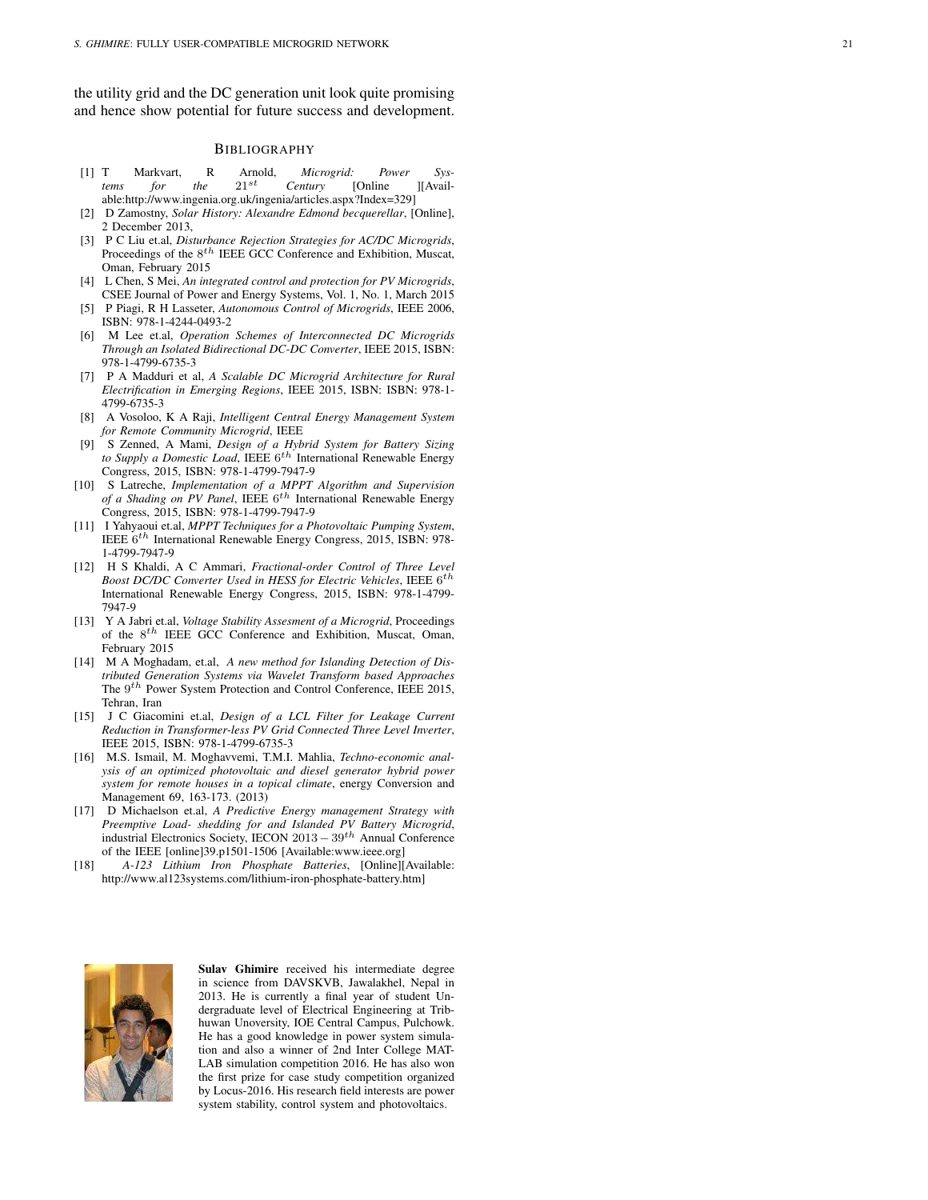the utility grid and the DC generation unit look quite promising and hence show potential for future success and development.

## BIBLIOGRAPHY

[1] T Markvart, R Arnold, *Microgrid: Power Systems for the $21^{st}$ Century* [Online ][Available:http://www.ingenia.org.uk/ingenia/articles.aspx?Index=329]

[2] D Zamostny, *Solar History: Alexandre Edmond becquerellar*, [Online], 2 December 2013,

[3] P C Liu et.al, *Disturbance Rejection Strategies for AC/DC Microgrids*, Proceedings of the $8^{th}$ IEEE GCC Conference and Exhibition, Muscat, Oman, February 2015

[4] L Chen, S Mei, *An integrated control and protection for PV Microgrids*, CSEE Journal of Power and Energy Systems, Vol. 1, No. 1, March 2015

[5] P Piagi, R H Lasseter, *Autonomous Control of Microgrids*, IEEE 2006, ISBN: 978-1-4244-0493-2

[6] M Lee et.al, *Operation Schemes of Interconnected DC Microgrids Through an Isolated Bidirectional DC-DC Converter*, IEEE 2015, ISBN: 978-1-4799-6735-3

[7] P A Madduri et al, *A Scalable DC Microgrid Architecture for Rural Electrification in Emerging Regions*, IEEE 2015, ISBN: ISBN: 978-1-4799-6735-3

[8] A Vosoloo, K A Raji, *Intelligent Central Energy Management System for Remote Community Microgrid*, IEEE

[9] S Zenned, A Mami, *Design of a Hybrid System for Battery Sizing to Supply a Domestic Load*, IEEE $6^{th}$ International Renewable Energy Congress, 2015, ISBN: 978-1-4799-7947-9

[10] S Latreche, *Implementation of a MPPT Algorithm and Supervision of a Shading on PV Panel*, IEEE $6^{th}$ International Renewable Energy Congress, 2015, ISBN: 978-1-4799-7947-9

[11] I Yahyaoui et.al, *MPPT Techniques for a Photovoltaic Pumping System*, IEEE $6^{th}$ International Renewable Energy Congress, 2015, ISBN: 978-1-4799-7947-9

[12] H S Khaldi, A C Ammari, *Fractional-order Control of Three Level Boost DC/DC Converter Used in HESS for Electric Vehicles*, IEEE $6^{th}$ International Renewable Energy Congress, 2015, ISBN: 978-1-4799-7947-9

[13] Y A Jabri et.al, *Voltage Stability Assesment of a Microgrid*, Proceedings of the $8^{th}$ IEEE GCC Conference and Exhibition, Muscat, Oman, February 2015

[14] M A Moghadam, et.al, *A new method for Islanding Detection of Distributed Generation Systems via Wavelet Transform based Approaches* The $9^{th}$ Power System Protection and Control Conference, IEEE 2015, Tehran, Iran

[15] J C Giacomini et.al, *Design of a LCL Filter for Leakage Current Reduction in Transformer-less PV Grid Connected Three Level Inverter*, IEEE 2015, ISBN: 978-1-4799-6735-3

[16] M.S. Ismail, M. Moghavvemi, T.M.I. Mahlia, *Techno-economic analysis of an optimized photovoltaic and diesel generator hybrid power system for remote houses in a topical climate*, energy Conversion and Management 69, 163-173. (2013)

[17] D Michaelson et.al, *A Predictive Energy management Strategy with Preemptive Load- shedding for and Islanded PV Battery Microgrid*, industrial Electronics Society, IECON $2013 - 39^{th}$ Annual Conference of the IEEE [online]39.p1501-1506 [Available:www.ieee.org]

[18] *A-123 Lithium Iron Phosphate Batteries*, [Online][Available: http://www.al123systems.com/lithium-iron-phosphate-battery.htm]

**Sulav Ghimire** received his intermediate degree in science from DAVSKVB, Jawalakhel, Nepal in 2013. He is currently a final year of student Undergraduate level of Electrical Engineering at Tribhuwan Unoversity, IOE Central Campus, Pulchowk. He has a good knowledge in power system simulation and also a winner of 2nd Inter College MATLAB simulation competition 2016. He has also won the first prize for case study competition organized by Locus-2016. His research field interests are power system stability, control system and photovoltaics.